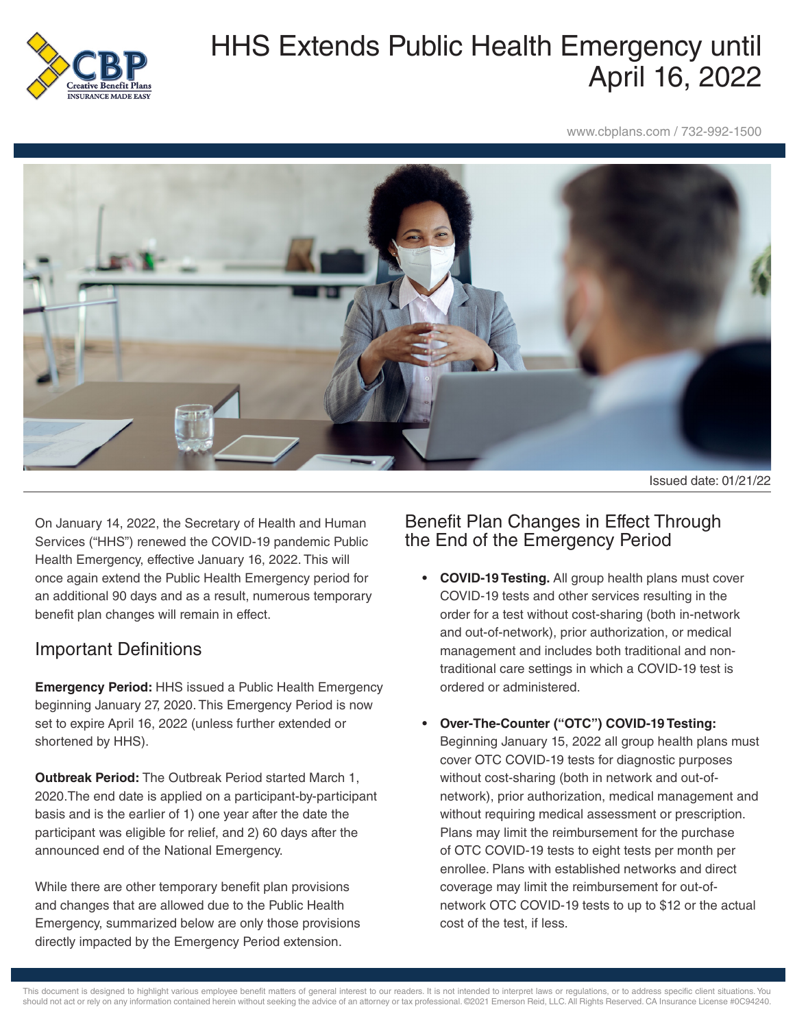# HHS Extends Public Health Emergency until April 16, 2022

www.cbplans.com / 732-992-1500

Issued date: 01/21/22

On January 14, 2022, the Secretary of Health and Human Services ("HHS") renewed the COVID-19 pandemic Public Health Emergency, effective January 16, 2022. This will once again extend the Public Health Emergency period for an additional 90 days and as a result, numerous temporary benefit plan changes will remain in effect.

## Important Definitions

**Emergency Period:** HHS issued a Public Health Emergency beginning January 27, 2020. This Emergency Period is now set to expire April 16, 2022 (unless further extended or shortened by HHS).

**Outbreak Period:** The Outbreak Period started March 1, 2020.The end date is applied on a participant-by-participant basis and is the earlier of 1) one year after the date the participant was eligible for relief, and 2) 60 days after the announced end of the National Emergency.

While there are other temporary benefit plan provisions and changes that are allowed due to the Public Health Emergency, summarized below are only those provisions directly impacted by the Emergency Period extension.

## Benefit Plan Changes in Effect Through the End of the Emergency Period

- **COVID-19 Testing.** All group health plans must cover COVID-19 tests and other services resulting in the order for a test without cost-sharing (both in-network and out-of-network), prior authorization, or medical management and includes both traditional and non-traditional care settings in which a COVID-19 test is ordered or administered.

- **Over-The-Counter ("OTC") COVID-19 Testing:** Beginning January 15, 2022 all group health plans must cover OTC COVID-19 tests for diagnostic purposes without cost-sharing (both in network and out-of-network), prior authorization, medical management and without requiring medical assessment or prescription. Plans may limit the reimbursement for the purchase of OTC COVID-19 tests to eight tests per month per enrollee. Plans with established networks and direct coverage may limit the reimbursement for out-of-network OTC COVID-19 tests to up to $12 or the actual cost of the test, if less.

This document is designed to highlight various employee benefit matters of general interest to our readers. It is not intended to interpret laws or regulations, or to address specific client situations. You should not act or rely on any information contained herein without seeking the advice of an attorney or tax professional. ©2021 Emerson Reid, LLC. All Rights Reserved. CA Insurance License #0C94240.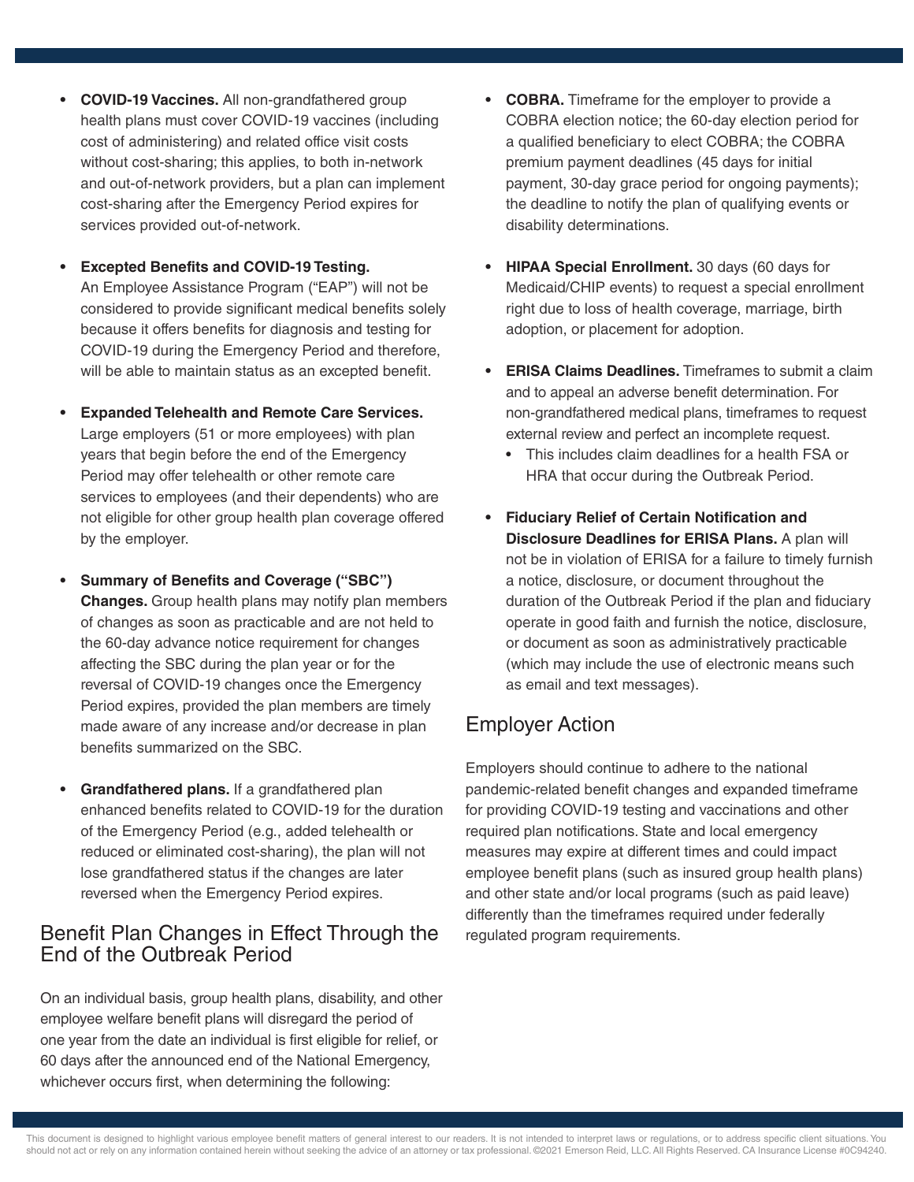- **COVID-19 Vaccines.** All non-grandfathered group health plans must cover COVID-19 vaccines (including cost of administering) and related office visit costs without cost-sharing; this applies, to both in-network and out-of-network providers, but a plan can implement cost-sharing after the Emergency Period expires for services provided out-of-network.

- **Excepted Benefits and COVID-19 Testing.** An Employee Assistance Program ("EAP") will not be considered to provide significant medical benefits solely because it offers benefits for diagnosis and testing for COVID-19 during the Emergency Period and therefore, will be able to maintain status as an excepted benefit.

- **Expanded Telehealth and Remote Care Services.** Large employers (51 or more employees) with plan years that begin before the end of the Emergency Period may offer telehealth or other remote care services to employees (and their dependents) who are not eligible for other group health plan coverage offered by the employer.

- **Summary of Benefits and Coverage ("SBC") Changes.** Group health plans may notify plan members of changes as soon as practicable and are not held to the 60-day advance notice requirement for changes affecting the SBC during the plan year or for the reversal of COVID-19 changes once the Emergency Period expires, provided the plan members are timely made aware of any increase and/or decrease in plan benefits summarized on the SBC.

- **Grandfathered plans.** If a grandfathered plan enhanced benefits related to COVID-19 for the duration of the Emergency Period (e.g., added telehealth or reduced or eliminated cost-sharing), the plan will not lose grandfathered status if the changes are later reversed when the Emergency Period expires.

## Benefit Plan Changes in Effect Through the End of the Outbreak Period

On an individual basis, group health plans, disability, and other employee welfare benefit plans will disregard the period of one year from the date an individual is first eligible for relief, or 60 days after the announced end of the National Emergency, whichever occurs first, when determining the following:

- **COBRA.** Timeframe for the employer to provide a COBRA election notice; the 60-day election period for a qualified beneficiary to elect COBRA; the COBRA premium payment deadlines (45 days for initial payment, 30-day grace period for ongoing payments); the deadline to notify the plan of qualifying events or disability determinations.

- **HIPAA Special Enrollment.** 30 days (60 days for Medicaid/CHIP events) to request a special enrollment right due to loss of health coverage, marriage, birth adoption, or placement for adoption.

- **ERISA Claims Deadlines.** Timeframes to submit a claim and to appeal an adverse benefit determination. For non-grandfathered medical plans, timeframes to request external review and perfect an incomplete request.
  - This includes claim deadlines for a health FSA or HRA that occur during the Outbreak Period.

- **Fiduciary Relief of Certain Notification and Disclosure Deadlines for ERISA Plans.** A plan will not be in violation of ERISA for a failure to timely furnish a notice, disclosure, or document throughout the duration of the Outbreak Period if the plan and fiduciary operate in good faith and furnish the notice, disclosure, or document as soon as administratively practicable (which may include the use of electronic means such as email and text messages).

## Employer Action

Employers should continue to adhere to the national pandemic-related benefit changes and expanded timeframe for providing COVID-19 testing and vaccinations and other required plan notifications. State and local emergency measures may expire at different times and could impact employee benefit plans (such as insured group health plans) and other state and/or local programs (such as paid leave) differently than the timeframes required under federally regulated program requirements.

This document is designed to highlight various employee benefit matters of general interest to our readers. It is not intended to interpret laws or regulations, or to address specific client situations. You should not act or rely on any information contained herein without seeking the advice of an attorney or tax professional. ©2021 Emerson Reid, LLC. All Rights Reserved. CA Insurance License #0C94240.